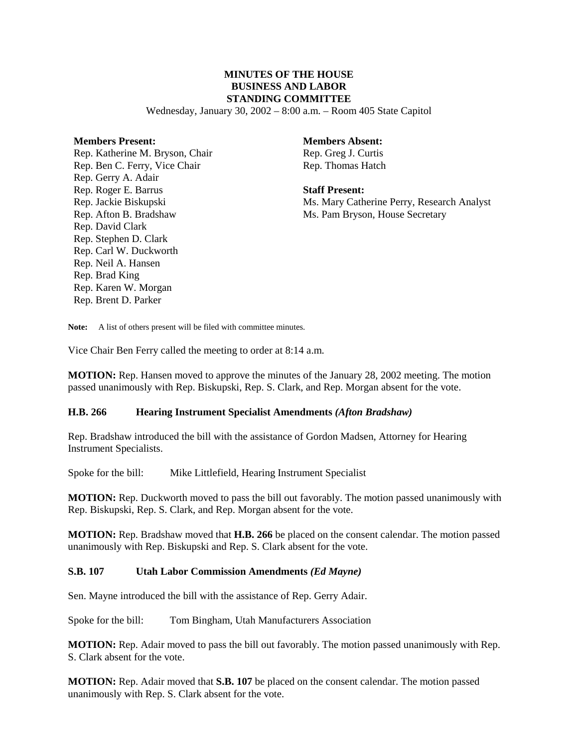# MINUTES OF THE HOUSE BUSINESS AND LABOR STANDING COMMITTEE

Wednesday, January 30, 2002 – 8:00 a.m. – Room 405 State Capitol

**Members Present:**
Rep. Katherine M. Bryson, Chair
Rep. Ben C. Ferry, Vice Chair
Rep. Gerry A. Adair
Rep. Roger E. Barrus
Rep. Jackie Biskupski
Rep. Afton B. Bradshaw
Rep. David Clark
Rep. Stephen D. Clark
Rep. Carl W. Duckworth
Rep. Neil A. Hansen
Rep. Brad King
Rep. Karen W. Morgan
Rep. Brent D. Parker

**Members Absent:**
Rep. Greg J. Curtis
Rep. Thomas Hatch

**Staff Present:**
Ms. Mary Catherine Perry, Research Analyst
Ms. Pam Bryson, House Secretary

**Note:** A list of others present will be filed with committee minutes.

Vice Chair Ben Ferry called the meeting to order at 8:14 a.m.

**MOTION:** Rep. Hansen moved to approve the minutes of the January 28, 2002 meeting. The motion passed unanimously with Rep. Biskupski, Rep. S. Clark, and Rep. Morgan absent for the vote.

### H.B. 266 Hearing Instrument Specialist Amendments *(Afton Bradshaw)*

Rep. Bradshaw introduced the bill with the assistance of Gordon Madsen, Attorney for Hearing Instrument Specialists.

Spoke for the bill: Mike Littlefield, Hearing Instrument Specialist

**MOTION:** Rep. Duckworth moved to pass the bill out favorably. The motion passed unanimously with Rep. Biskupski, Rep. S. Clark, and Rep. Morgan absent for the vote.

**MOTION:** Rep. Bradshaw moved that **H.B. 266** be placed on the consent calendar. The motion passed unanimously with Rep. Biskupski and Rep. S. Clark absent for the vote.

### S.B. 107 Utah Labor Commission Amendments *(Ed Mayne)*

Sen. Mayne introduced the bill with the assistance of Rep. Gerry Adair.

Spoke for the bill: Tom Bingham, Utah Manufacturers Association

**MOTION:** Rep. Adair moved to pass the bill out favorably. The motion passed unanimously with Rep. S. Clark absent for the vote.

**MOTION:** Rep. Adair moved that **S.B. 107** be placed on the consent calendar. The motion passed unanimously with Rep. S. Clark absent for the vote.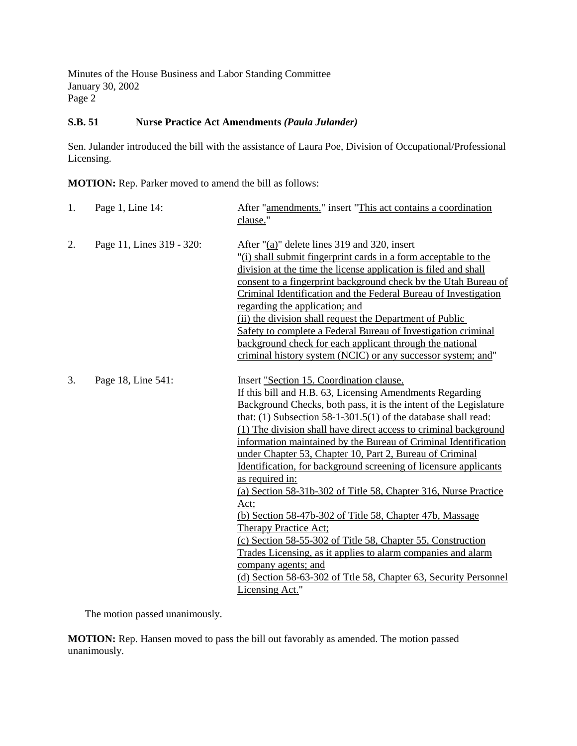**S.B. 51 Nurse Practice Act Amendments *(Paula Julander)***

Sen. Julander introduced the bill with the assistance of Laura Poe, Division of Occupational/Professional Licensing.

**MOTION:** Rep. Parker moved to amend the bill as follows:

1. Page 1, Line 14: After "amendments." insert "This act contains a coordination clause."

2. Page 11, Lines 319 - 320: After "(a)" delete lines 319 and 320, insert "(i) shall submit fingerprint cards in a form acceptable to the division at the time the license application is filed and shall consent to a fingerprint background check by the Utah Bureau of Criminal Identification and the Federal Bureau of Investigation regarding the application; and (ii) the division shall request the Department of Public Safety to complete a Federal Bureau of Investigation criminal background check for each applicant through the national criminal history system (NCIC) or any successor system; and"

3. Page 18, Line 541: Insert "Section 15. Coordination clause. If this bill and H.B. 63, Licensing Amendments Regarding Background Checks, both pass, it is the intent of the Legislature that: (1) Subsection 58-1-301.5(1) of the database shall read: (1) The division shall have direct access to criminal background information maintained by the Bureau of Criminal Identification under Chapter 53, Chapter 10, Part 2, Bureau of Criminal Identification, for background screening of licensure applicants as required in:
(a) Section 58-31b-302 of Title 58, Chapter 316, Nurse Practice Act;
(b) Section 58-47b-302 of Title 58, Chapter 47b, Massage Therapy Practice Act;
(c) Section 58-55-302 of Title 58, Chapter 55, Construction Trades Licensing, as it applies to alarm companies and alarm company agents; and
(d) Section 58-63-302 of Ttle 58, Chapter 63, Security Personnel Licensing Act."

The motion passed unanimously.

**MOTION:** Rep. Hansen moved to pass the bill out favorably as amended. The motion passed unanimously.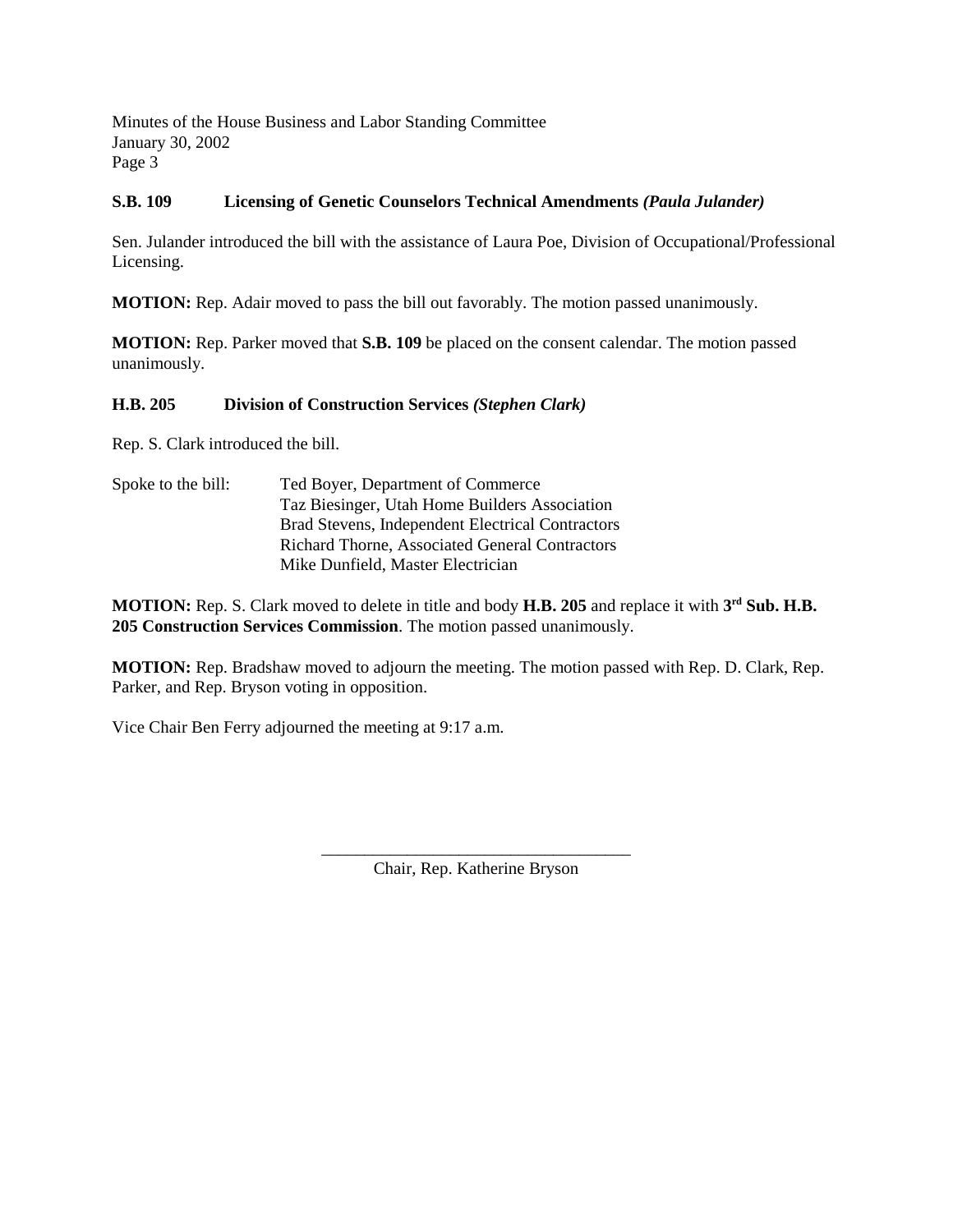**S.B. 109 Licensing of Genetic Counselors Technical Amendments *(Paula Julander)***

Sen. Julander introduced the bill with the assistance of Laura Poe, Division of Occupational/Professional Licensing.

**MOTION:** Rep. Adair moved to pass the bill out favorably. The motion passed unanimously.

**MOTION:** Rep. Parker moved that **S.B. 109** be placed on the consent calendar. The motion passed unanimously.

**H.B. 205 Division of Construction Services *(Stephen Clark)***

Rep. S. Clark introduced the bill.

Spoke to the bill:
- Ted Boyer, Department of Commerce
- Taz Biesinger, Utah Home Builders Association
- Brad Stevens, Independent Electrical Contractors
- Richard Thorne, Associated General Contractors
- Mike Dunfield, Master Electrician

**MOTION:** Rep. S. Clark moved to delete in title and body **H.B. 205** and replace it with **3rd Sub. H.B. 205 Construction Services Commission**. The motion passed unanimously.

**MOTION:** Rep. Bradshaw moved to adjourn the meeting. The motion passed with Rep. D. Clark, Rep. Parker, and Rep. Bryson voting in opposition.

Vice Chair Ben Ferry adjourned the meeting at 9:17 a.m.

\_\_\_\_\_\_\_\_\_\_\_\_\_\_\_\_\_\_\_\_\_\_\_\_\_\_\_\_\_\_\_\_\_\_\_\_

Chair, Rep. Katherine Bryson